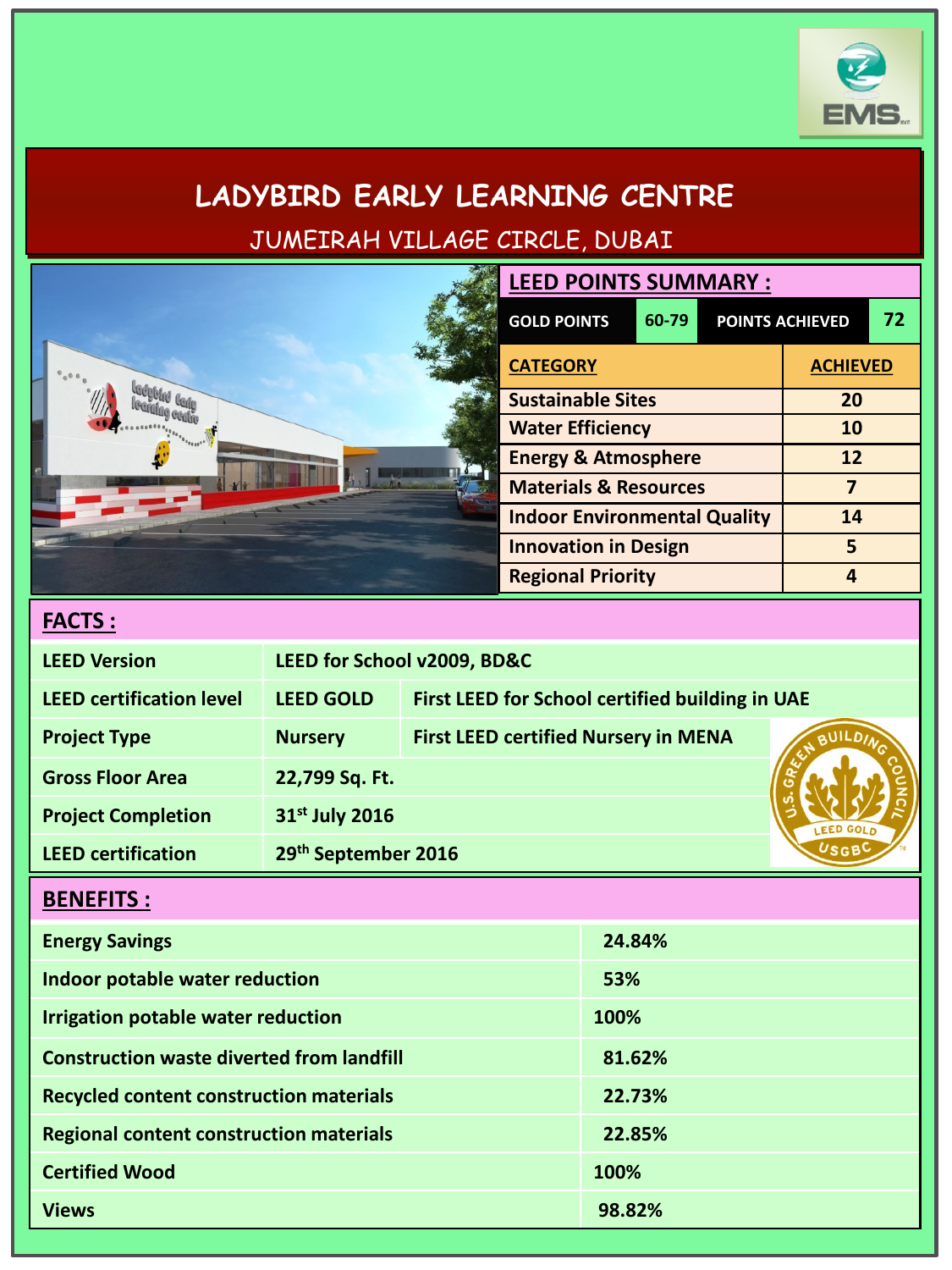# LADYBIRD EARLY LEARNING CENTRE

## JUMEIRAH VILLAGE CIRCLE, DUBAI

## LEED POINTS SUMMARY :

| GOLD POINTS | 60-79 | POINTS ACHIEVED | 72 |
|---|---|---|---|

| CATEGORY | ACHIEVED |
|---|---|
| Sustainable Sites | 20 |
| Water Efficiency | 10 |
| Energy & Atmosphere | 12 |
| Materials & Resources | 7 |
| Indoor Environmental Quality | 14 |
| Innovation in Design | 5 |
| Regional Priority | 4 |

## FACTS :

| | | |
|---|---|---|
| LEED Version | LEED for School v2009, BD&C | |
| LEED certification level | LEED GOLD | First LEED for School certified building in UAE |
| Project Type | Nursery | First LEED certified Nursery in MENA |
| Gross Floor Area | 22,799 Sq. Ft. | |
| Project Completion | 31st July 2016 | |
| LEED certification | 29th September 2016 | |

## BENEFITS :

| | |
|---|---|
| Energy Savings | 24.84% |
| Indoor potable water reduction | 53% |
| Irrigation potable water reduction | 100% |
| Construction waste diverted from landfill | 81.62% |
| Recycled content construction materials | 22.73% |
| Regional content construction materials | 22.85% |
| Certified Wood | 100% |
| Views | 98.82% |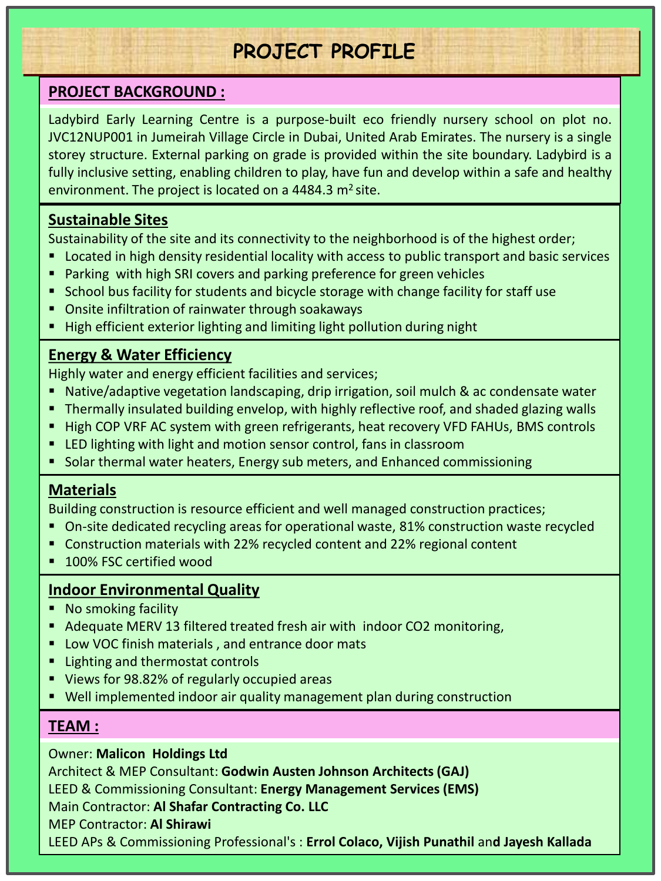# PROJECT PROFILE

## PROJECT BACKGROUND :

Ladybird Early Learning Centre is a purpose-built eco friendly nursery school on plot no. JVC12NUP001 in Jumeirah Village Circle in Dubai, United Arab Emirates. The nursery is a single storey structure. External parking on grade is provided within the site boundary. Ladybird is a fully inclusive setting, enabling children to play, have fun and develop within a safe and healthy environment. The project is located on a 4484.3 $m^2$ site.

### Sustainable Sites

Sustainability of the site and its connectivity to the neighborhood is of the highest order;

- Located in high density residential locality with access to public transport and basic services
- Parking with high SRI covers and parking preference for green vehicles
- School bus facility for students and bicycle storage with change facility for staff use
- Onsite infiltration of rainwater through soakaways
- High efficient exterior lighting and limiting light pollution during night

### Energy & Water Efficiency

Highly water and energy efficient facilities and services;

- Native/adaptive vegetation landscaping, drip irrigation, soil mulch & ac condensate water
- Thermally insulated building envelop, with highly reflective roof, and shaded glazing walls
- High COP VRF AC system with green refrigerants, heat recovery VFD FAHUs, BMS controls
- LED lighting with light and motion sensor control, fans in classroom
- Solar thermal water heaters, Energy sub meters, and Enhanced commissioning

### Materials

Building construction is resource efficient and well managed construction practices;

- On-site dedicated recycling areas for operational waste, 81% construction waste recycled
- Construction materials with 22% recycled content and 22% regional content
- 100% FSC certified wood

### Indoor Environmental Quality

- No smoking facility
- Adequate MERV 13 filtered treated fresh air with indoor $CO_2$ monitoring,
- Low VOC finish materials , and entrance door mats
- Lighting and thermostat controls
- Views for 98.82% of regularly occupied areas
- Well implemented indoor air quality management plan during construction

## TEAM :

Owner: **Malicon Holdings Ltd**
Architect & MEP Consultant: **Godwin Austen Johnson Architects (GAJ)**
LEED & Commissioning Consultant: **Energy Management Services (EMS)**
Main Contractor: **Al Shafar Contracting Co. LLC**
MEP Contractor: **Al Shirawi**
LEED APs & Commissioning Professional's : **Errol Colaco, Vijish Punathil** and **Jayesh Kallada**